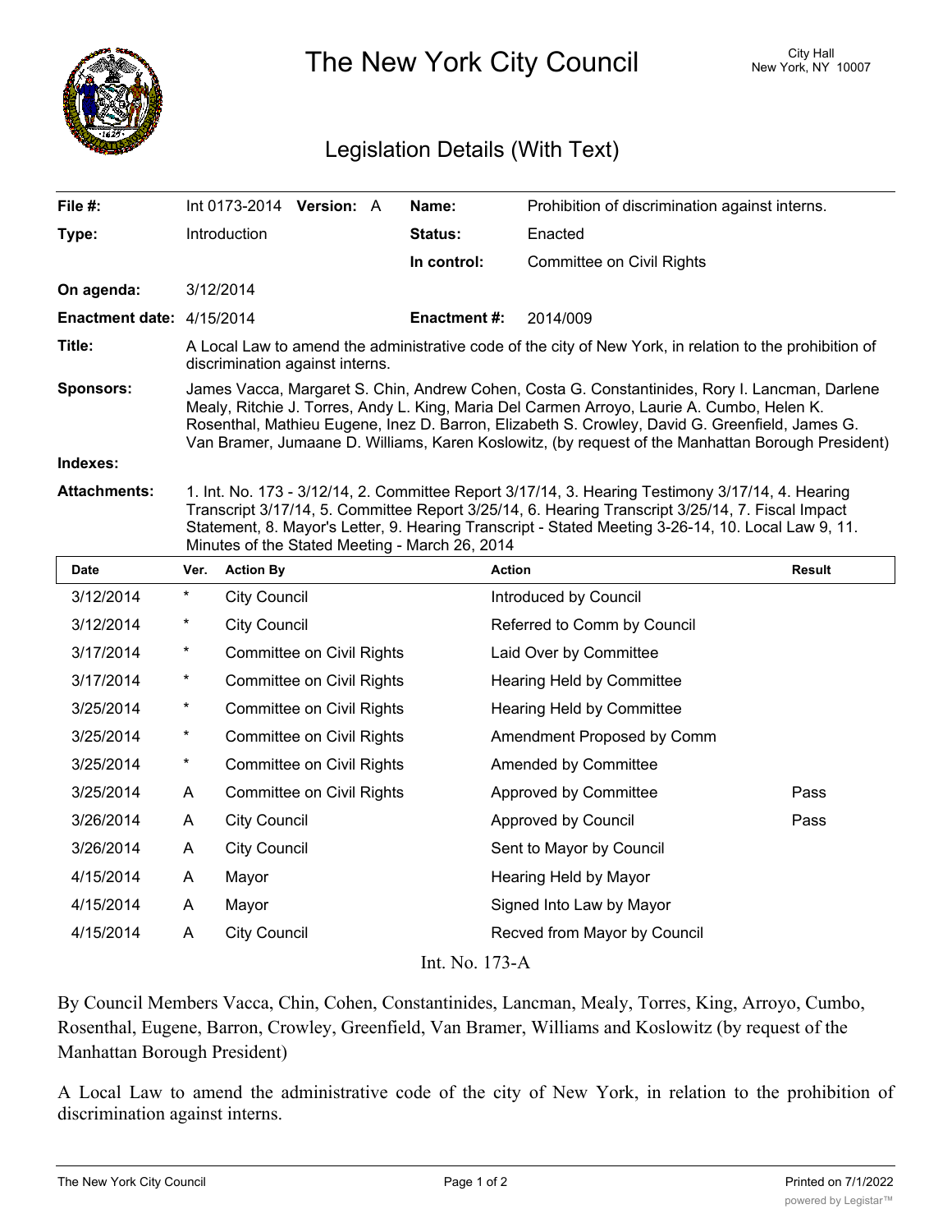# The New York City Council

City Hall
New York, NY 10007

## Legislation Details (With Text)

| | | | |
|---|---|---|---|
| **File #:** | Int 0173-2014 **Version:** A | **Name:** | Prohibition of discrimination against interns. |
| **Type:** | Introduction | **Status:** | Enacted |
| | | **In control:** | Committee on Civil Rights |
| **On agenda:** | 3/12/2014 | | |
| **Enactment date:** | 4/15/2014 | **Enactment #:** | 2014/009 |

**Title:** A Local Law to amend the administrative code of the city of New York, in relation to the prohibition of discrimination against interns.

**Sponsors:** James Vacca, Margaret S. Chin, Andrew Cohen, Costa G. Constantinides, Rory I. Lancman, Darlene Mealy, Ritchie J. Torres, Andy L. King, Maria Del Carmen Arroyo, Laurie A. Cumbo, Helen K. Rosenthal, Mathieu Eugene, Inez D. Barron, Elizabeth S. Crowley, David G. Greenfield, James G. Van Bramer, Jumaane D. Williams, Karen Koslowitz, (by request of the Manhattan Borough President)

**Indexes:**

**Attachments:** 1. Int. No. 173 - 3/12/14, 2. Committee Report 3/17/14, 3. Hearing Testimony 3/17/14, 4. Hearing Transcript 3/17/14, 5. Committee Report 3/25/14, 6. Hearing Transcript 3/25/14, 7. Fiscal Impact Statement, 8. Mayor's Letter, 9. Hearing Transcript - Stated Meeting 3-26-14, 10. Local Law 9, 11. Minutes of the Stated Meeting - March 26, 2014

| Date | Ver. | Action By | Action | Result |
|---|---|---|---|---|
| 3/12/2014 | * | City Council | Introduced by Council | |
| 3/12/2014 | * | City Council | Referred to Comm by Council | |
| 3/17/2014 | * | Committee on Civil Rights | Laid Over by Committee | |
| 3/17/2014 | * | Committee on Civil Rights | Hearing Held by Committee | |
| 3/25/2014 | * | Committee on Civil Rights | Hearing Held by Committee | |
| 3/25/2014 | * | Committee on Civil Rights | Amendment Proposed by Comm | |
| 3/25/2014 | * | Committee on Civil Rights | Amended by Committee | |
| 3/25/2014 | A | Committee on Civil Rights | Approved by Committee | Pass |
| 3/26/2014 | A | City Council | Approved by Council | Pass |
| 3/26/2014 | A | City Council | Sent to Mayor by Council | |
| 4/15/2014 | A | Mayor | Hearing Held by Mayor | |
| 4/15/2014 | A | Mayor | Signed Into Law by Mayor | |
| 4/15/2014 | A | City Council | Recved from Mayor by Council | |

Int. No. 173-A

By Council Members Vacca, Chin, Cohen, Constantinides, Lancman, Mealy, Torres, King, Arroyo, Cumbo, Rosenthal, Eugene, Barron, Crowley, Greenfield, Van Bramer, Williams and Koslowitz (by request of the Manhattan Borough President)

A Local Law to amend the administrative code of the city of New York, in relation to the prohibition of discrimination against interns.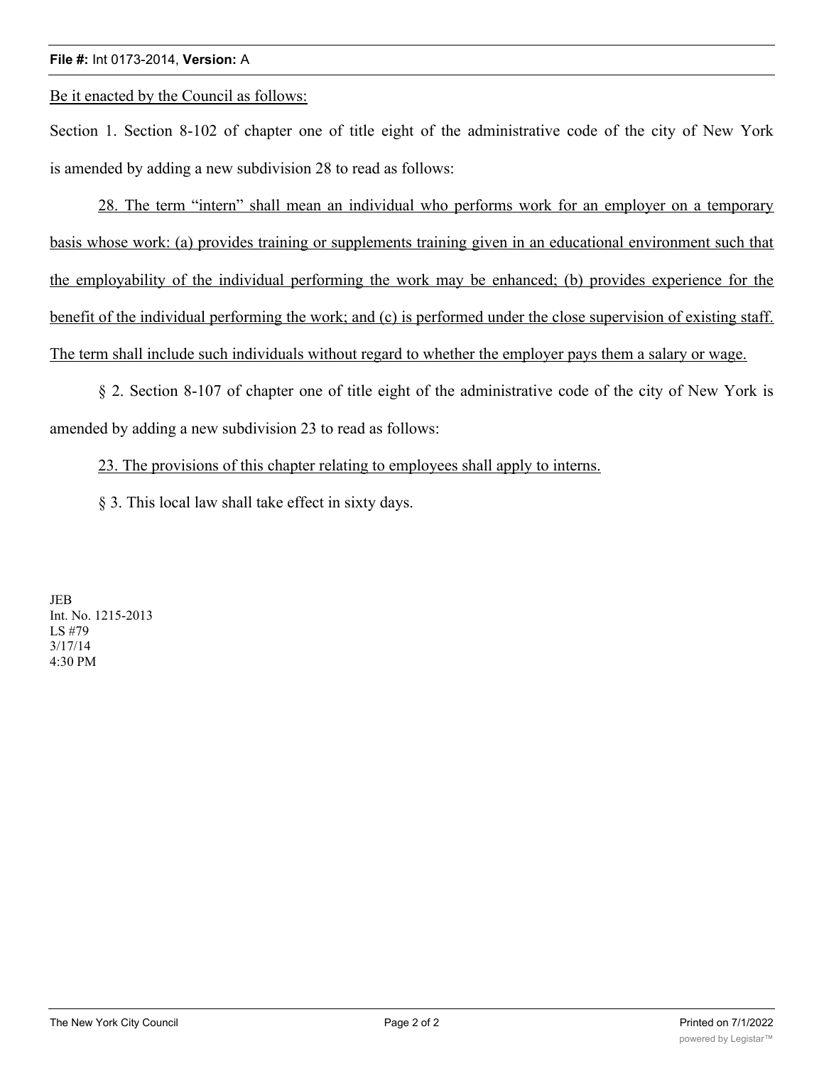Be it enacted by the Council as follows:

Section 1. Section 8-102 of chapter one of title eight of the administrative code of the city of New York is amended by adding a new subdivision 28 to read as follows:

28. The term "intern" shall mean an individual who performs work for an employer on a temporary basis whose work: (a) provides training or supplements training given in an educational environment such that the employability of the individual performing the work may be enhanced; (b) provides experience for the benefit of the individual performing the work; and (c) is performed under the close supervision of existing staff. The term shall include such individuals without regard to whether the employer pays them a salary or wage.

§ 2. Section 8-107 of chapter one of title eight of the administrative code of the city of New York is amended by adding a new subdivision 23 to read as follows:

23. The provisions of this chapter relating to employees shall apply to interns.

§ 3. This local law shall take effect in sixty days.

JEB
Int. No. 1215-2013
LS #79
3/17/14
4:30 PM